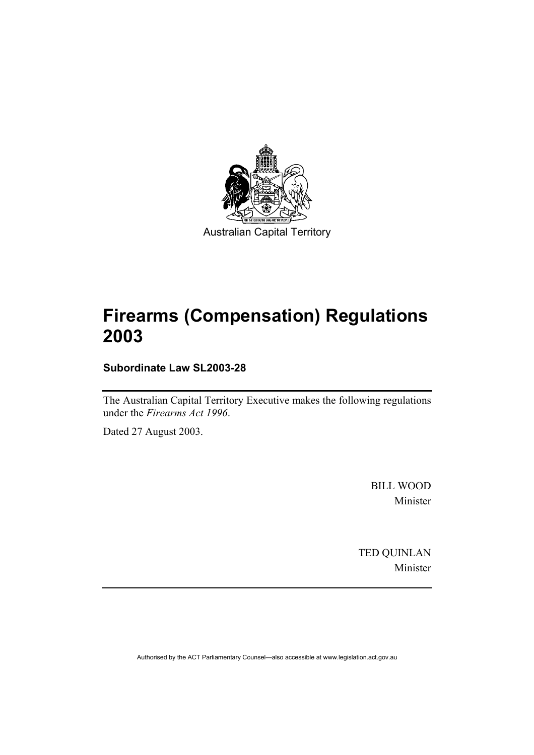Australian Capital Territory

# Firearms (Compensation) Regulations 2003

**Subordinate Law SL2003-28**

The Australian Capital Territory Executive makes the following regulations under the *Firearms Act 1996*.

Dated 27 August 2003.

BILL WOOD
Minister

TED QUINLAN
Minister

Authorised by the ACT Parliamentary Counsel—also accessible at www.legislation.act.gov.au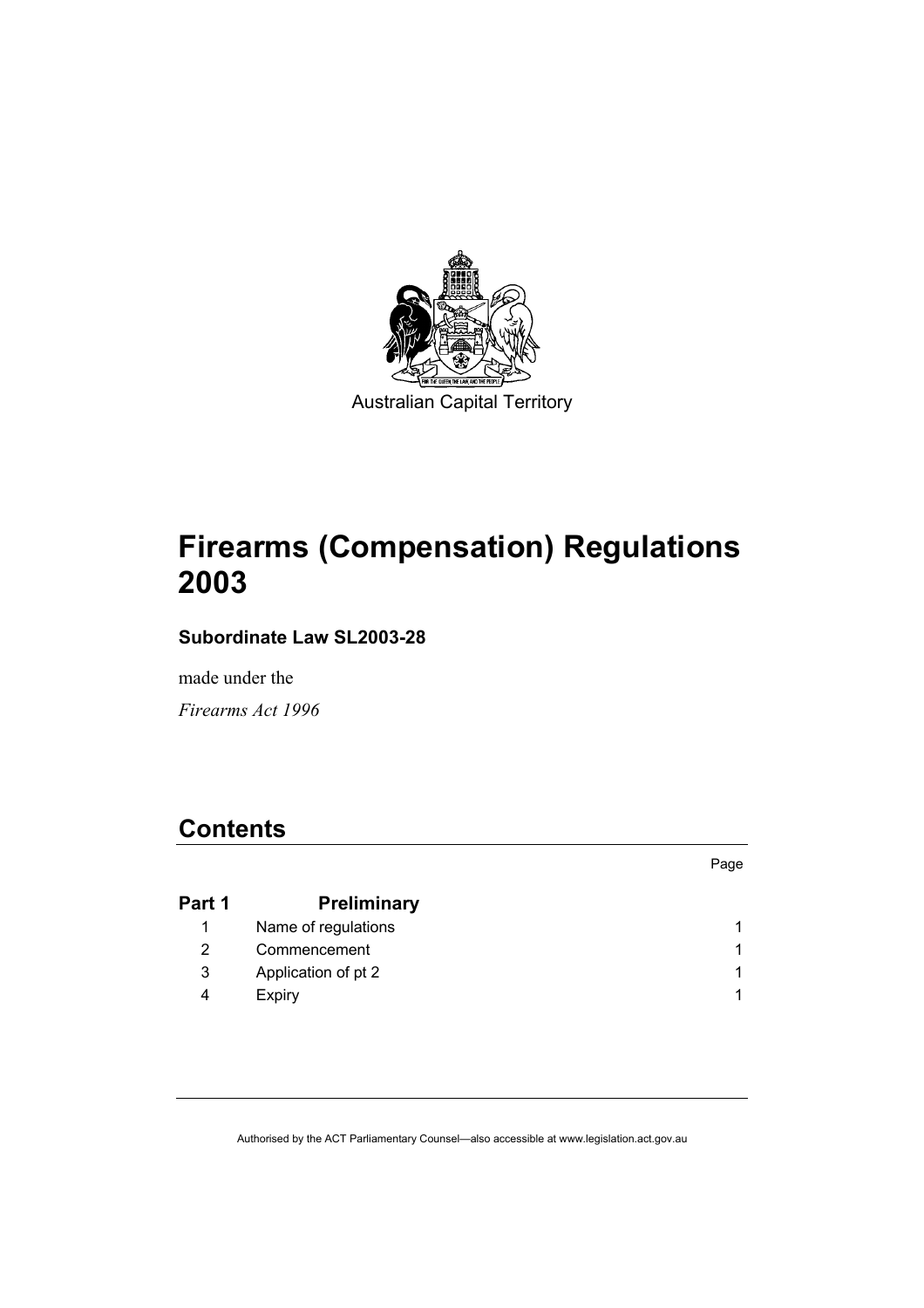Australian Capital Territory

# Firearms (Compensation) Regulations 2003

**Subordinate Law SL2003-28**

made under the

*Firearms Act 1996*

## Contents

| | | Page |
|---|---|---|
| **Part 1** | **Preliminary** | |
| 1 | Name of regulations | 1 |
| 2 | Commencement | 1 |
| 3 | Application of pt 2 | 1 |
| 4 | Expiry | 1 |

Authorised by the ACT Parliamentary Counsel—also accessible at www.legislation.act.gov.au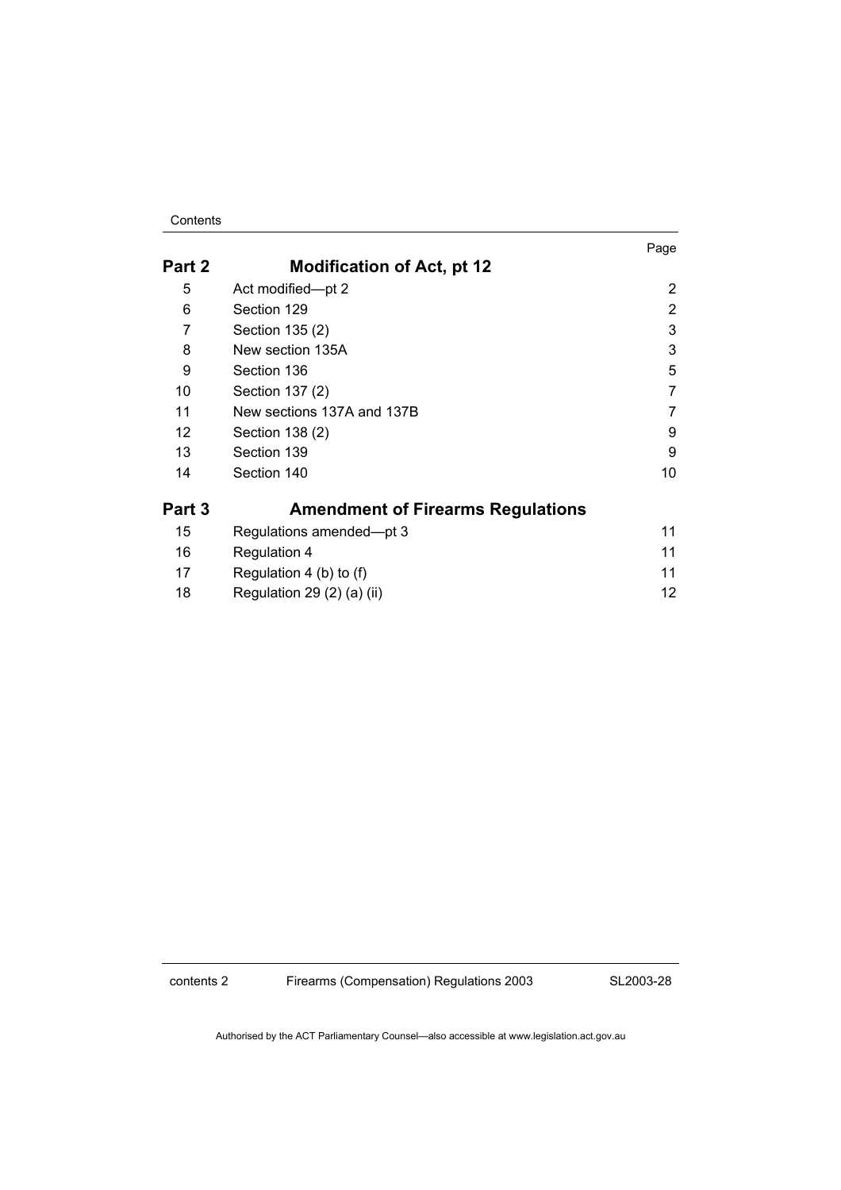| | | Page |
|---|---|---|
| **Part 2** | **Modification of Act, pt 12** | |
| 5 | Act modified—pt 2 | 2 |
| 6 | Section 129 | 2 |
| 7 | Section 135 (2) | 3 |
| 8 | New section 135A | 3 |
| 9 | Section 136 | 5 |
| 10 | Section 137 (2) | 7 |
| 11 | New sections 137A and 137B | 7 |
| 12 | Section 138 (2) | 9 |
| 13 | Section 139 | 9 |
| 14 | Section 140 | 10 |
| **Part 3** | **Amendment of Firearms Regulations** | |
| 15 | Regulations amended—pt 3 | 11 |
| 16 | Regulation 4 | 11 |
| 17 | Regulation 4 (b) to (f) | 11 |
| 18 | Regulation 29 (2) (a) (ii) | 12 |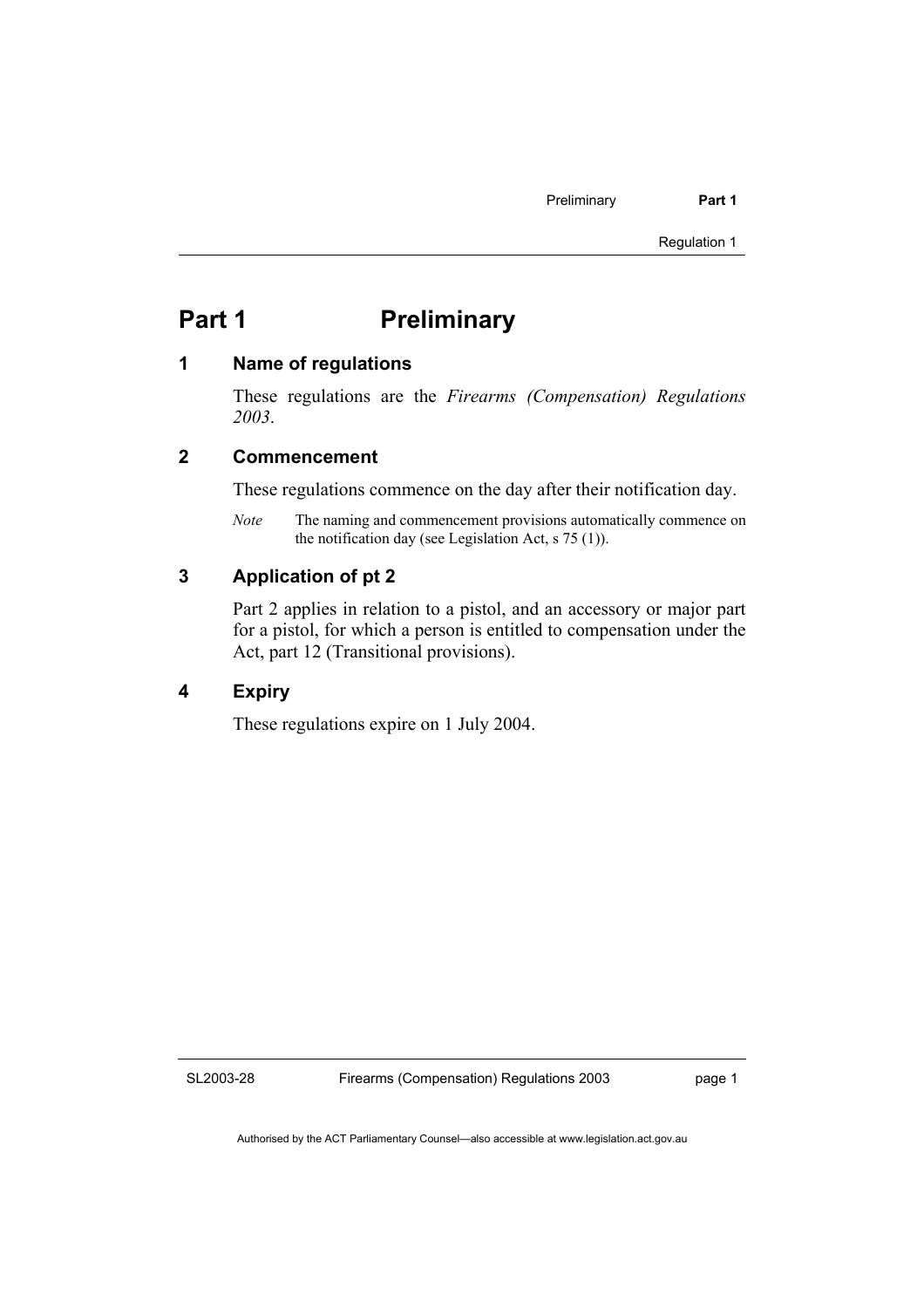# Part 1 Preliminary

## 1 Name of regulations

These regulations are the *Firearms (Compensation) Regulations 2003*.

## 2 Commencement

These regulations commence on the day after their notification day.

*Note* The naming and commencement provisions automatically commence on the notification day (see Legislation Act, s 75 (1)).

## 3 Application of pt 2

Part 2 applies in relation to a pistol, and an accessory or major part for a pistol, for which a person is entitled to compensation under the Act, part 12 (Transitional provisions).

## 4 Expiry

These regulations expire on 1 July 2004.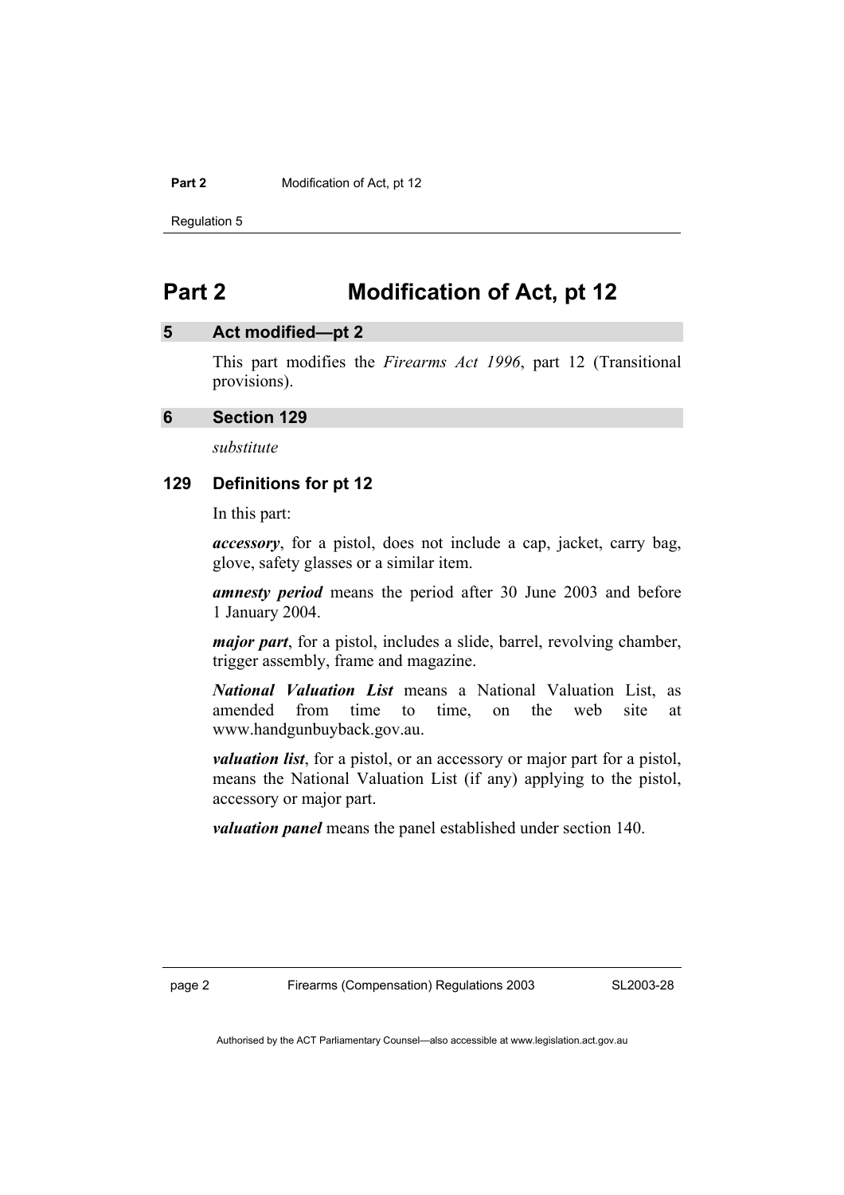# Part 2 Modification of Act, pt 12

## 5 Act modified—pt 2

This part modifies the *Firearms Act 1996*, part 12 (Transitional provisions).

## 6 Section 129

*substitute*

### 129 Definitions for pt 12

In this part:

***accessory***, for a pistol, does not include a cap, jacket, carry bag, glove, safety glasses or a similar item.

***amnesty period*** means the period after 30 June 2003 and before 1 January 2004.

***major part***, for a pistol, includes a slide, barrel, revolving chamber, trigger assembly, frame and magazine.

***National Valuation List*** means a National Valuation List, as amended from time to time, on the web site at www.handgunbuyback.gov.au.

***valuation list***, for a pistol, or an accessory or major part for a pistol, means the National Valuation List (if any) applying to the pistol, accessory or major part.

***valuation panel*** means the panel established under section 140.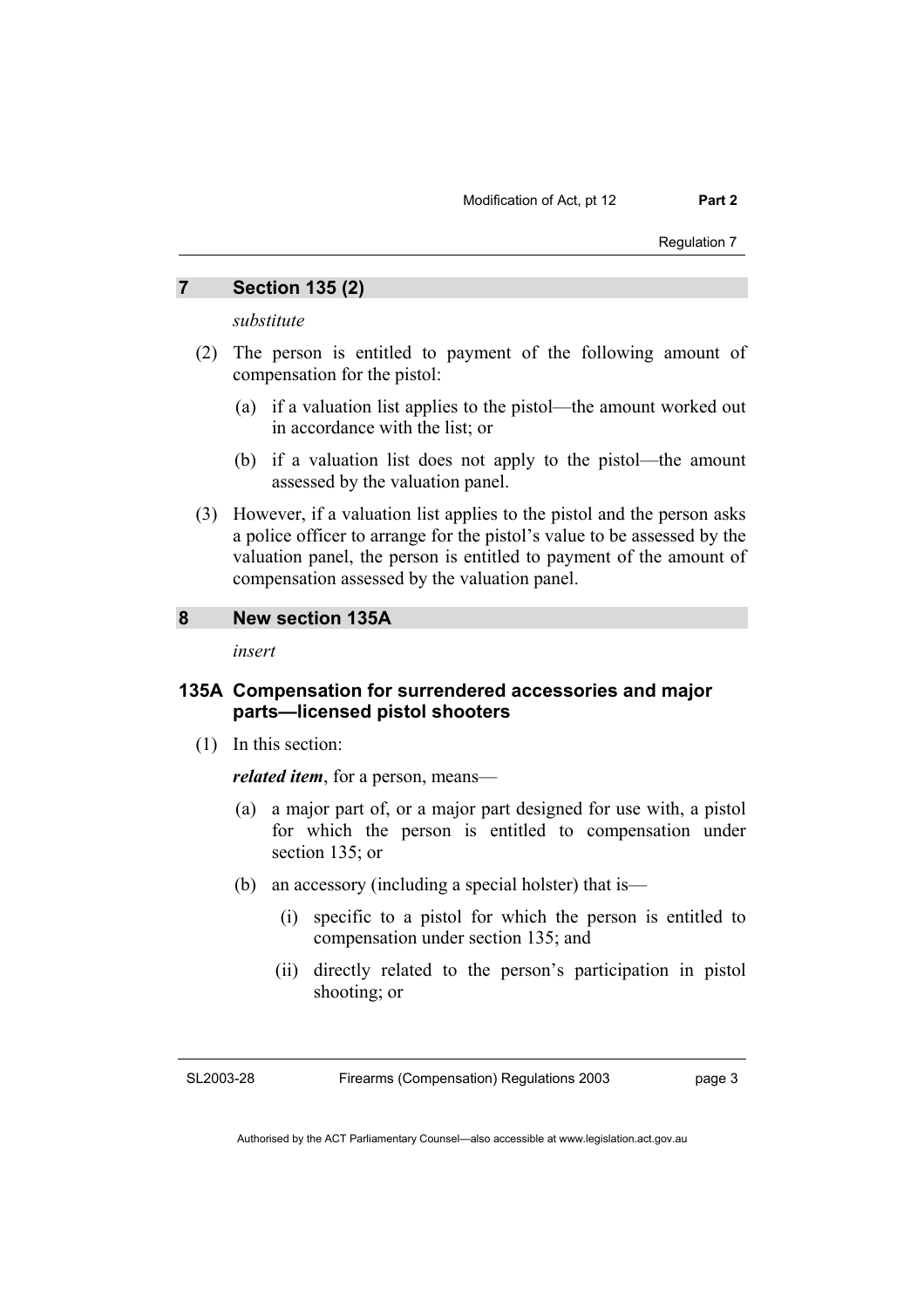## 7 Section 135 (2)

*substitute*

(2) The person is entitled to payment of the following amount of compensation for the pistol:

(a) if a valuation list applies to the pistol—the amount worked out in accordance with the list; or

(b) if a valuation list does not apply to the pistol—the amount assessed by the valuation panel.

(3) However, if a valuation list applies to the pistol and the person asks a police officer to arrange for the pistol's value to be assessed by the valuation panel, the person is entitled to payment of the amount of compensation assessed by the valuation panel.

## 8 New section 135A

*insert*

### 135A Compensation for surrendered accessories and major parts—licensed pistol shooters

(1) In this section:

***related item***, for a person, means—

(a) a major part of, or a major part designed for use with, a pistol for which the person is entitled to compensation under section 135; or

(b) an accessory (including a special holster) that is—

(i) specific to a pistol for which the person is entitled to compensation under section 135; and

(ii) directly related to the person's participation in pistol shooting; or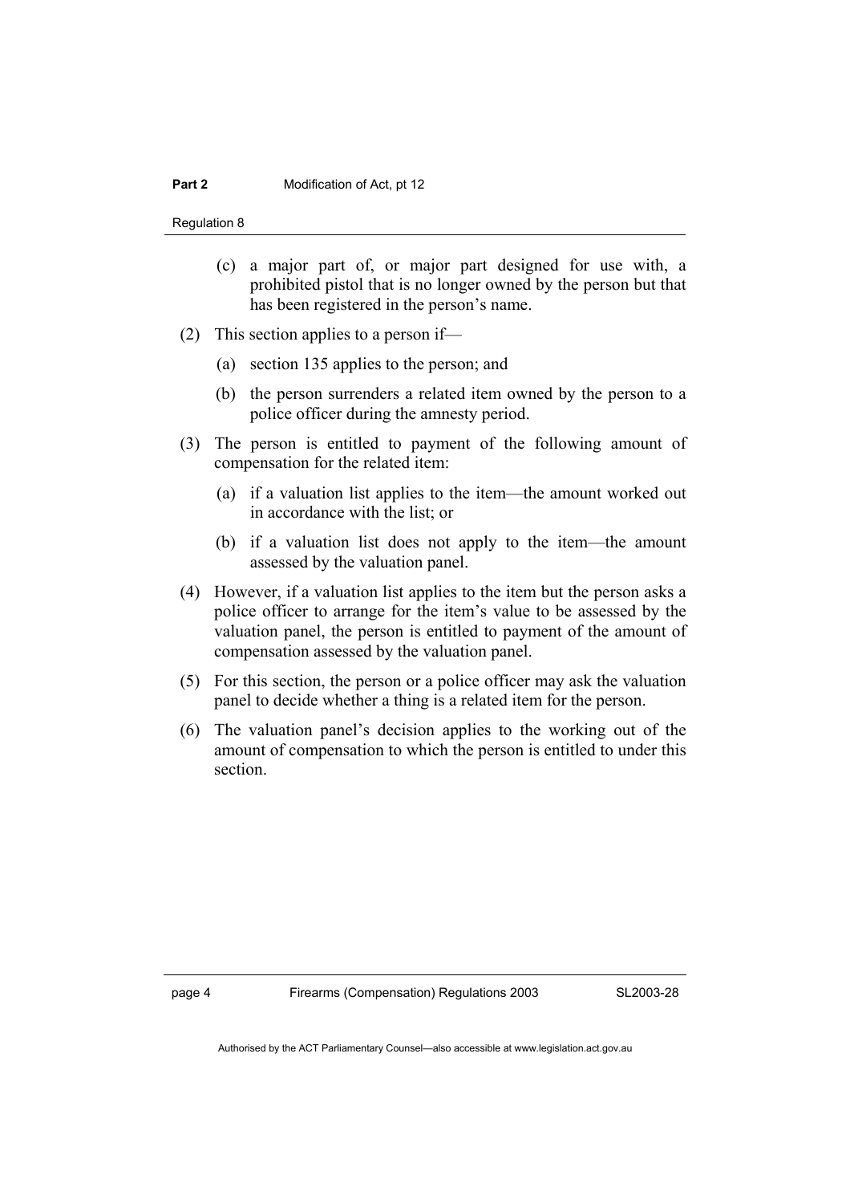(c) a major part of, or major part designed for use with, a prohibited pistol that is no longer owned by the person but that has been registered in the person's name.

(2) This section applies to a person if—

(a) section 135 applies to the person; and

(b) the person surrenders a related item owned by the person to a police officer during the amnesty period.

(3) The person is entitled to payment of the following amount of compensation for the related item:

(a) if a valuation list applies to the item—the amount worked out in accordance with the list; or

(b) if a valuation list does not apply to the item—the amount assessed by the valuation panel.

(4) However, if a valuation list applies to the item but the person asks a police officer to arrange for the item's value to be assessed by the valuation panel, the person is entitled to payment of the amount of compensation assessed by the valuation panel.

(5) For this section, the person or a police officer may ask the valuation panel to decide whether a thing is a related item for the person.

(6) The valuation panel's decision applies to the working out of the amount of compensation to which the person is entitled to under this section.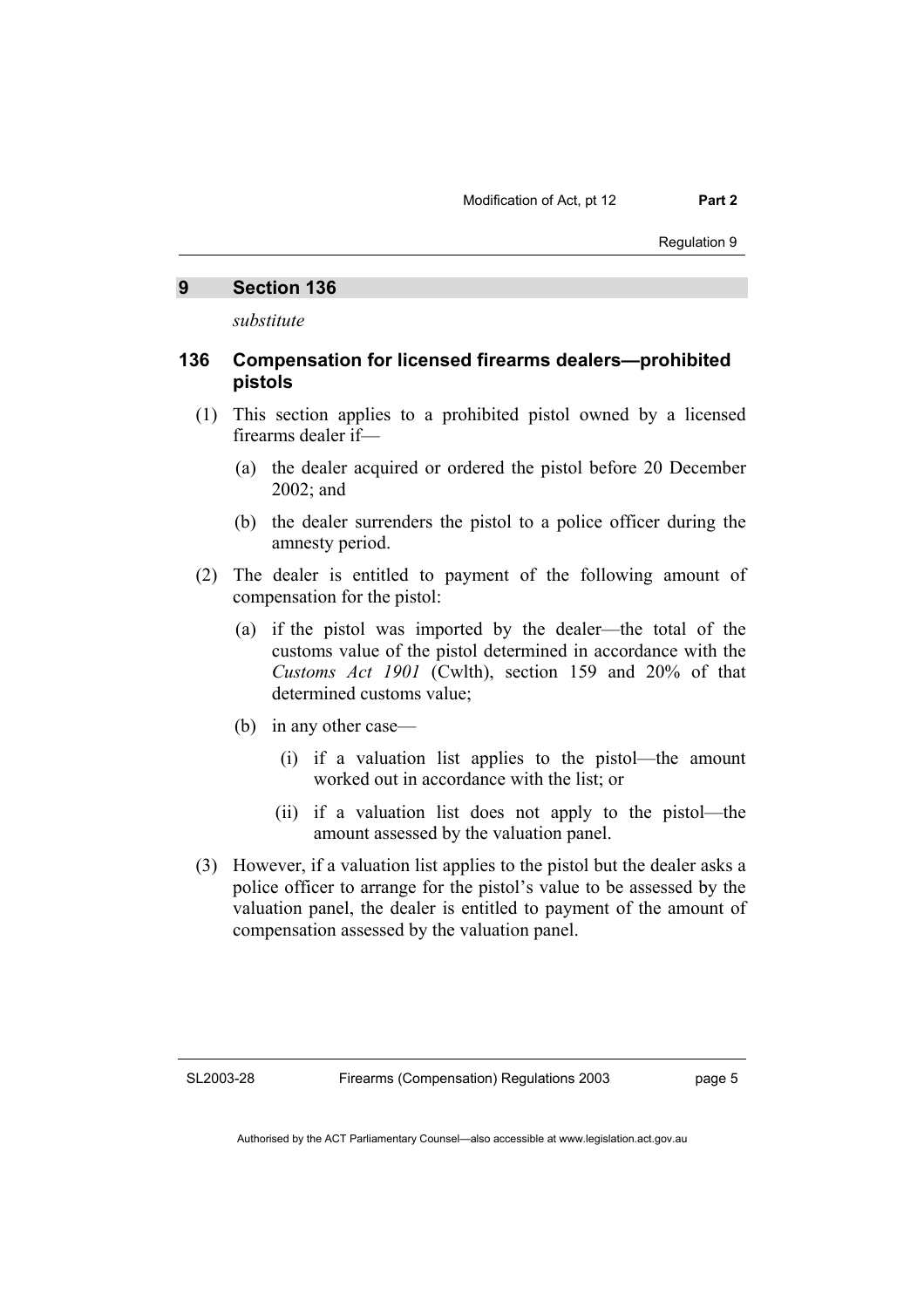## 9 Section 136

*substitute*

### 136 Compensation for licensed firearms dealers—prohibited pistols

(1) This section applies to a prohibited pistol owned by a licensed firearms dealer if—

(a) the dealer acquired or ordered the pistol before 20 December 2002; and

(b) the dealer surrenders the pistol to a police officer during the amnesty period.

(2) The dealer is entitled to payment of the following amount of compensation for the pistol:

(a) if the pistol was imported by the dealer—the total of the customs value of the pistol determined in accordance with the *Customs Act 1901* (Cwlth), section 159 and 20% of that determined customs value;

(b) in any other case—

(i) if a valuation list applies to the pistol—the amount worked out in accordance with the list; or

(ii) if a valuation list does not apply to the pistol—the amount assessed by the valuation panel.

(3) However, if a valuation list applies to the pistol but the dealer asks a police officer to arrange for the pistol's value to be assessed by the valuation panel, the dealer is entitled to payment of the amount of compensation assessed by the valuation panel.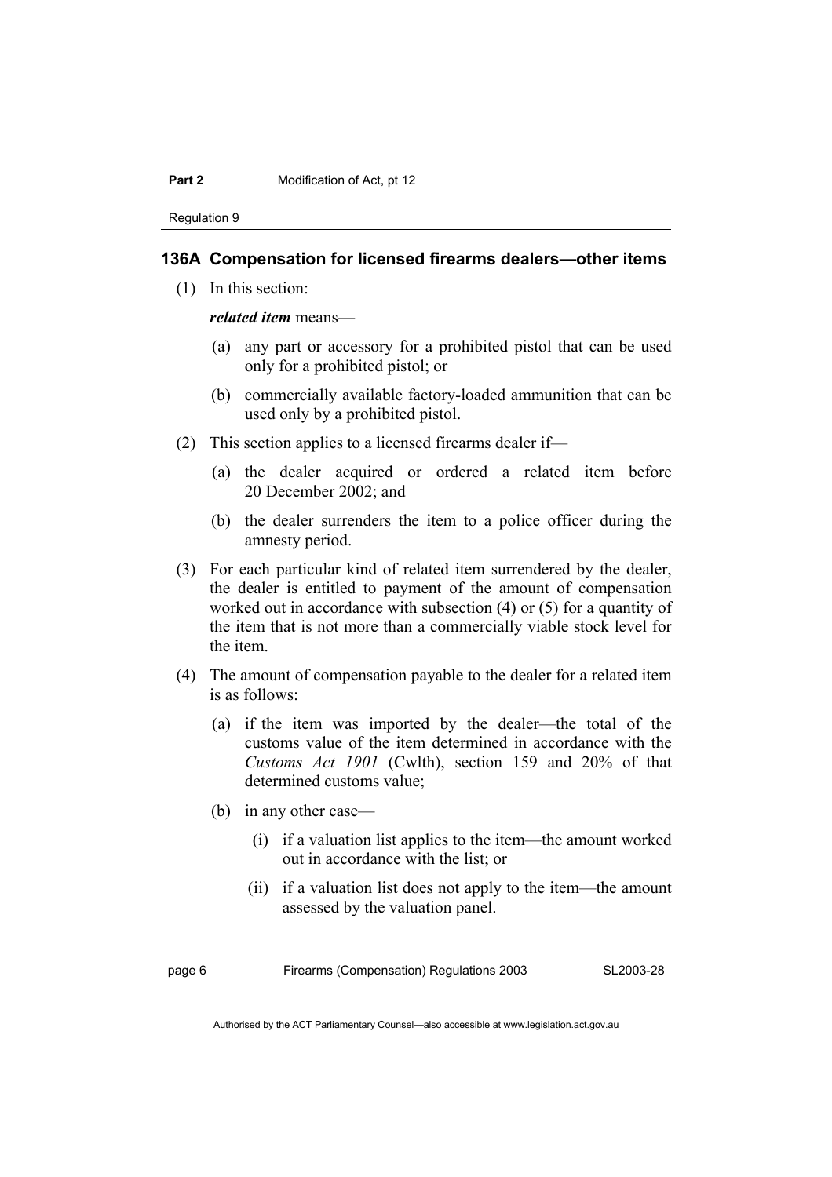### 136A Compensation for licensed firearms dealers—other items

(1) In this section:

***related item*** means—

(a) any part or accessory for a prohibited pistol that can be used only for a prohibited pistol; or

(b) commercially available factory-loaded ammunition that can be used only by a prohibited pistol.

(2) This section applies to a licensed firearms dealer if—

(a) the dealer acquired or ordered a related item before 20 December 2002; and

(b) the dealer surrenders the item to a police officer during the amnesty period.

(3) For each particular kind of related item surrendered by the dealer, the dealer is entitled to payment of the amount of compensation worked out in accordance with subsection (4) or (5) for a quantity of the item that is not more than a commercially viable stock level for the item.

(4) The amount of compensation payable to the dealer for a related item is as follows:

(a) if the item was imported by the dealer—the total of the customs value of the item determined in accordance with the *Customs Act 1901* (Cwlth), section 159 and 20% of that determined customs value;

(b) in any other case—

(i) if a valuation list applies to the item—the amount worked out in accordance with the list; or

(ii) if a valuation list does not apply to the item—the amount assessed by the valuation panel.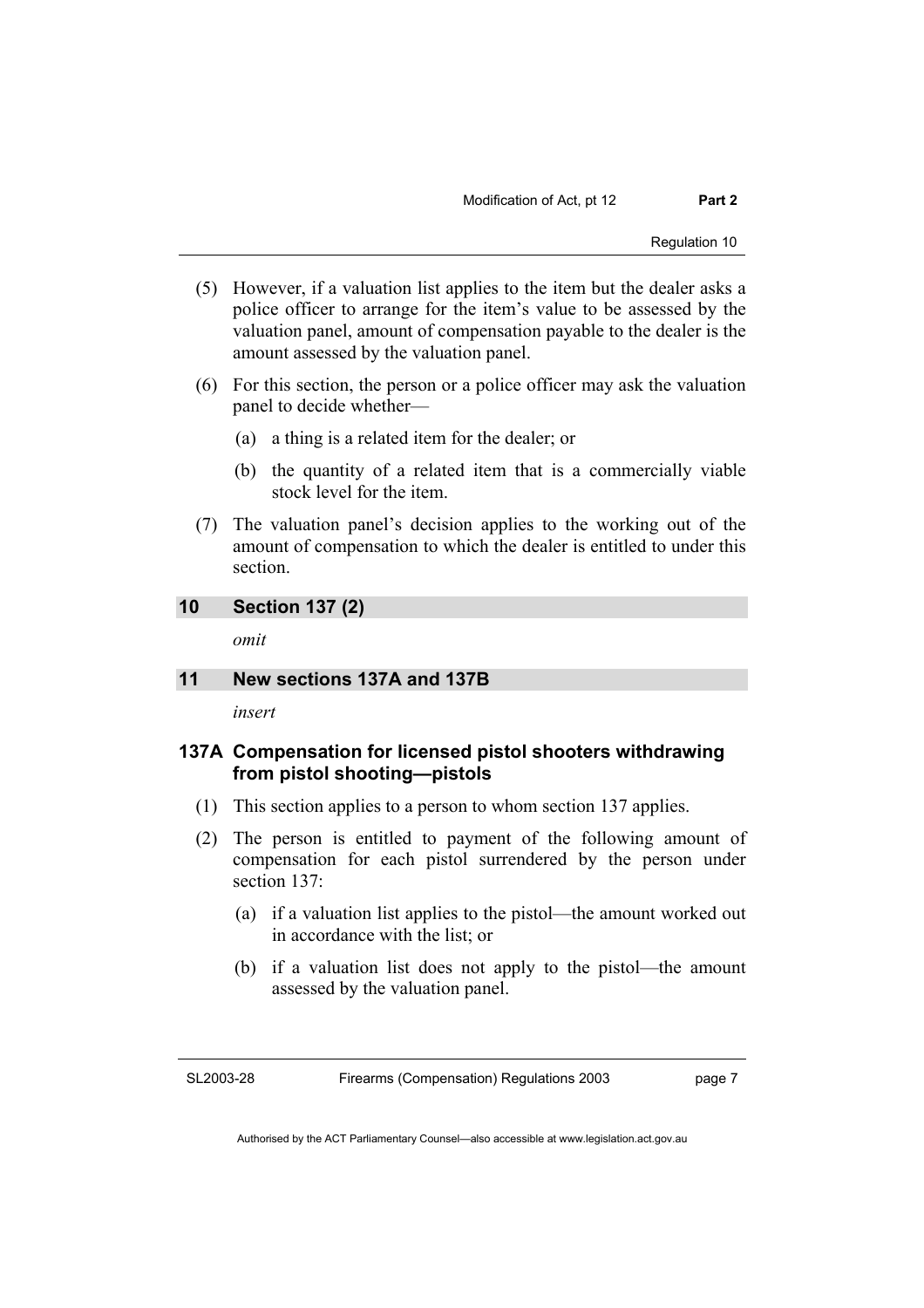(5) However, if a valuation list applies to the item but the dealer asks a police officer to arrange for the item's value to be assessed by the valuation panel, amount of compensation payable to the dealer is the amount assessed by the valuation panel.

(6) For this section, the person or a police officer may ask the valuation panel to decide whether—

(a) a thing is a related item for the dealer; or

(b) the quantity of a related item that is a commercially viable stock level for the item.

(7) The valuation panel's decision applies to the working out of the amount of compensation to which the dealer is entitled to under this section.

## 10 Section 137 (2)

*omit*

## 11 New sections 137A and 137B

*insert*

### 137A Compensation for licensed pistol shooters withdrawing from pistol shooting—pistols

(1) This section applies to a person to whom section 137 applies.

(2) The person is entitled to payment of the following amount of compensation for each pistol surrendered by the person under section 137:

(a) if a valuation list applies to the pistol—the amount worked out in accordance with the list; or

(b) if a valuation list does not apply to the pistol—the amount assessed by the valuation panel.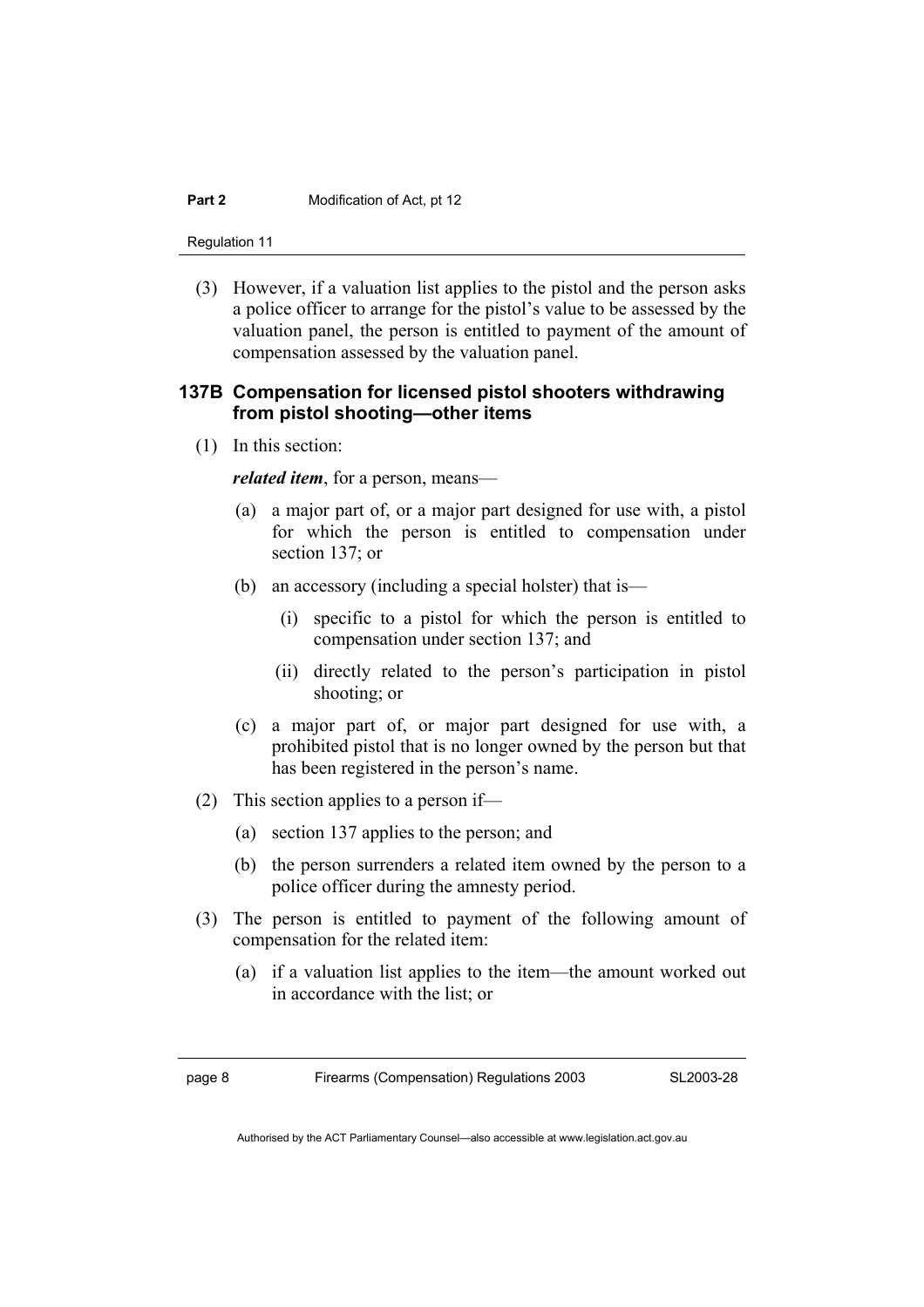(3) However, if a valuation list applies to the pistol and the person asks a police officer to arrange for the pistol's value to be assessed by the valuation panel, the person is entitled to payment of the amount of compensation assessed by the valuation panel.

### 137B Compensation for licensed pistol shooters withdrawing from pistol shooting—other items

(1) In this section:

***related item***, for a person, means—

(a) a major part of, or a major part designed for use with, a pistol for which the person is entitled to compensation under section 137; or

(b) an accessory (including a special holster) that is—

(i) specific to a pistol for which the person is entitled to compensation under section 137; and

(ii) directly related to the person's participation in pistol shooting; or

(c) a major part of, or major part designed for use with, a prohibited pistol that is no longer owned by the person but that has been registered in the person's name.

(2) This section applies to a person if—

(a) section 137 applies to the person; and

(b) the person surrenders a related item owned by the person to a police officer during the amnesty period.

(3) The person is entitled to payment of the following amount of compensation for the related item:

(a) if a valuation list applies to the item—the amount worked out in accordance with the list; or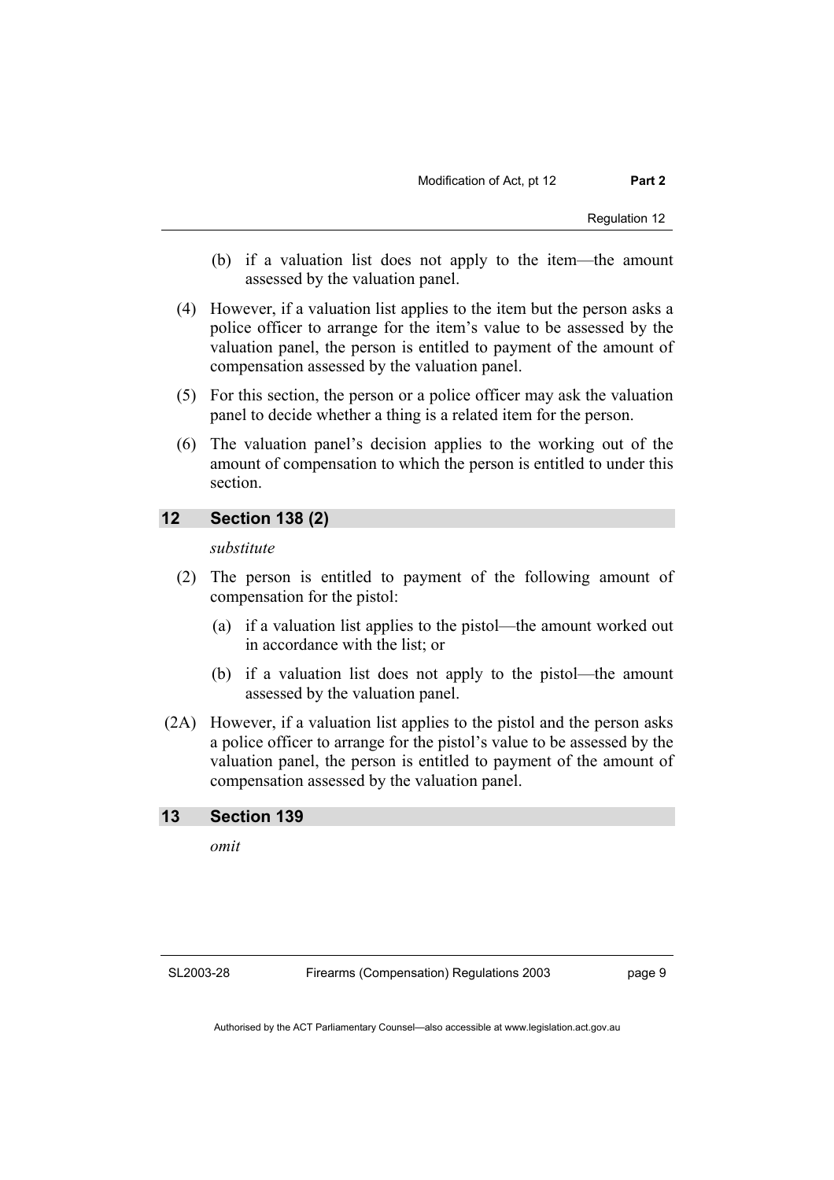(b) if a valuation list does not apply to the item—the amount assessed by the valuation panel.

(4) However, if a valuation list applies to the item but the person asks a police officer to arrange for the item's value to be assessed by the valuation panel, the person is entitled to payment of the amount of compensation assessed by the valuation panel.

(5) For this section, the person or a police officer may ask the valuation panel to decide whether a thing is a related item for the person.

(6) The valuation panel's decision applies to the working out of the amount of compensation to which the person is entitled to under this section.

## 12 Section 138 (2)

*substitute*

(2) The person is entitled to payment of the following amount of compensation for the pistol:

(a) if a valuation list applies to the pistol—the amount worked out in accordance with the list; or

(b) if a valuation list does not apply to the pistol—the amount assessed by the valuation panel.

(2A) However, if a valuation list applies to the pistol and the person asks a police officer to arrange for the pistol's value to be assessed by the valuation panel, the person is entitled to payment of the amount of compensation assessed by the valuation panel.

## 13 Section 139

*omit*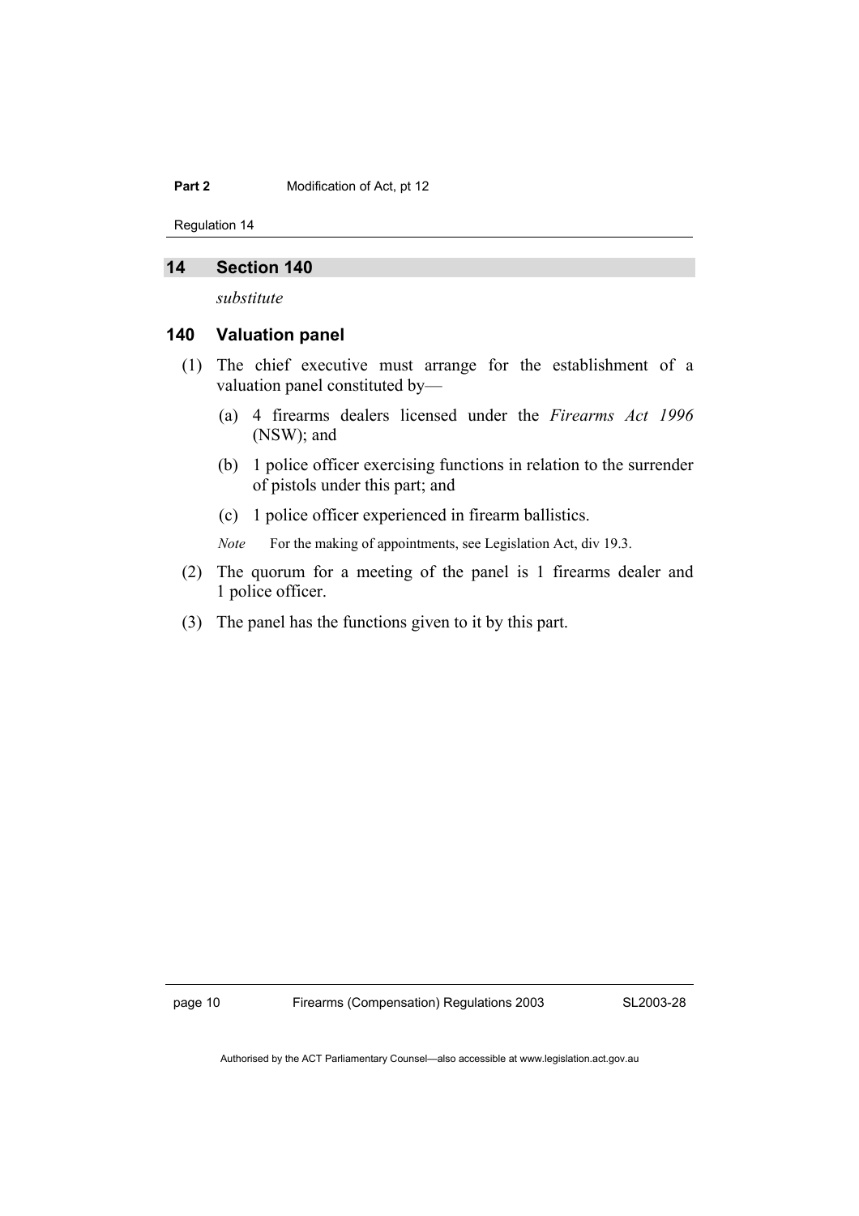## 14 Section 140

*substitute*

### 140 Valuation panel

(1) The chief executive must arrange for the establishment of a valuation panel constituted by—

(a) 4 firearms dealers licensed under the *Firearms Act 1996* (NSW); and

(b) 1 police officer exercising functions in relation to the surrender of pistols under this part; and

(c) 1 police officer experienced in firearm ballistics.

*Note* For the making of appointments, see Legislation Act, div 19.3.

(2) The quorum for a meeting of the panel is 1 firearms dealer and 1 police officer.

(3) The panel has the functions given to it by this part.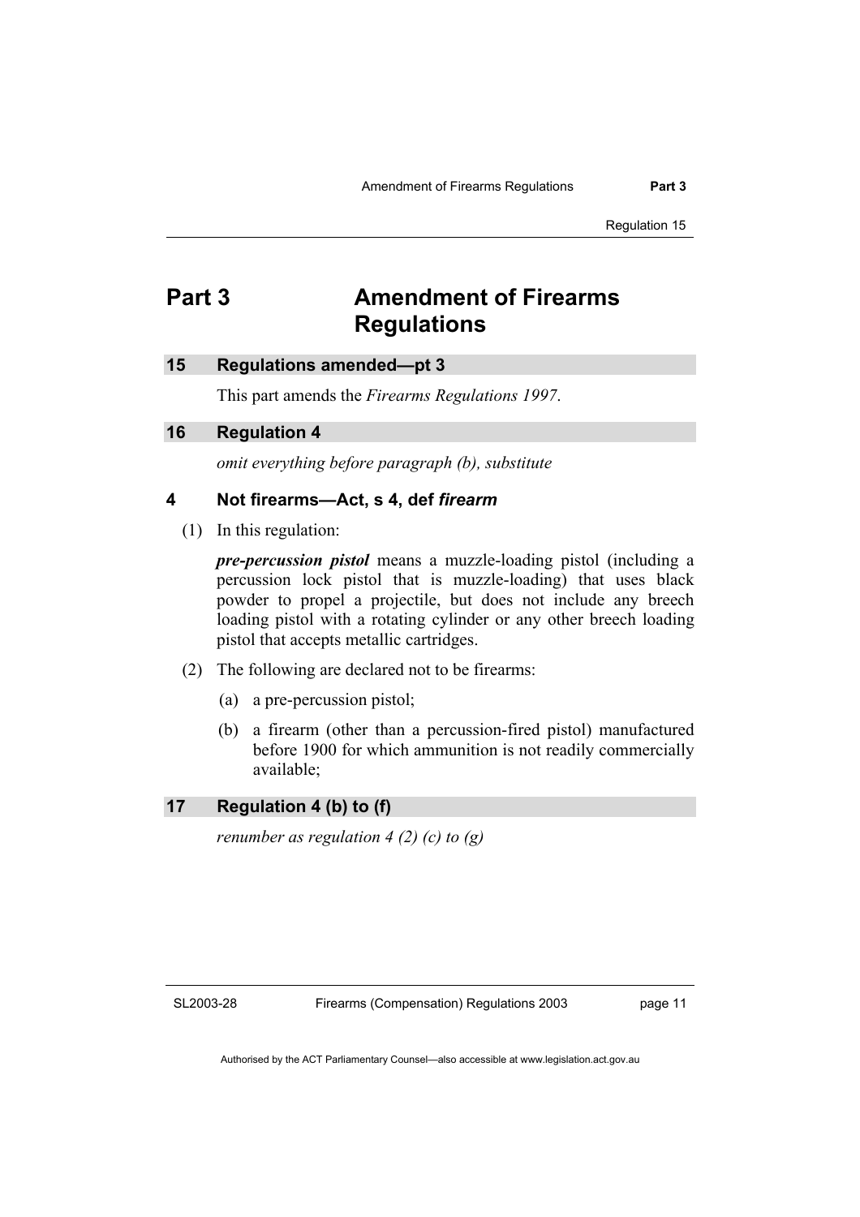# Part 3 Amendment of Firearms Regulations

## 15 Regulations amended—pt 3

This part amends the *Firearms Regulations 1997*.

## 16 Regulation 4

*omit everything before paragraph (b), substitute*

### 4 Not firearms—Act, s 4, def *firearm*

(1) In this regulation:

***pre-percussion pistol*** means a muzzle-loading pistol (including a percussion lock pistol that is muzzle-loading) that uses black powder to propel a projectile, but does not include any breech loading pistol with a rotating cylinder or any other breech loading pistol that accepts metallic cartridges.

(2) The following are declared not to be firearms:

(a) a pre-percussion pistol;

(b) a firearm (other than a percussion-fired pistol) manufactured before 1900 for which ammunition is not readily commercially available;

## 17 Regulation 4 (b) to (f)

*renumber as regulation 4 (2) (c) to (g)*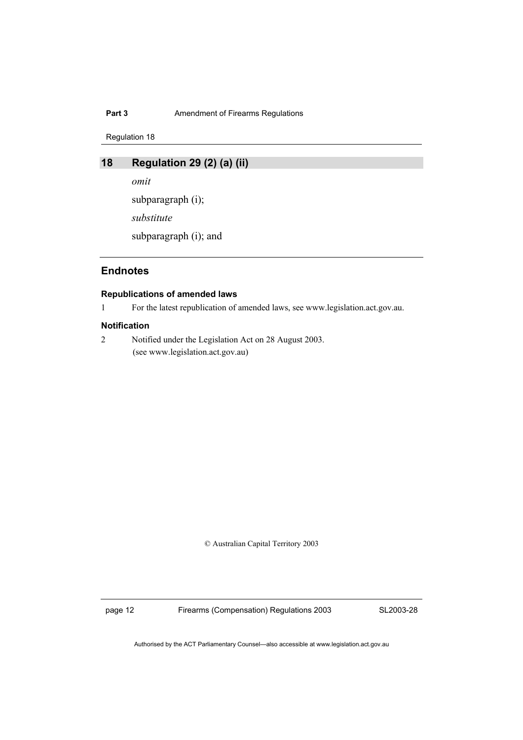## 18 Regulation 29 (2) (a) (ii)

*omit*

subparagraph (i);

*substitute*

subparagraph (i); and

## Endnotes

### Republications of amended laws

1 For the latest republication of amended laws, see www.legislation.act.gov.au.

### Notification

2 Notified under the Legislation Act on 28 August 2003.
(see www.legislation.act.gov.au)

© Australian Capital Territory 2003